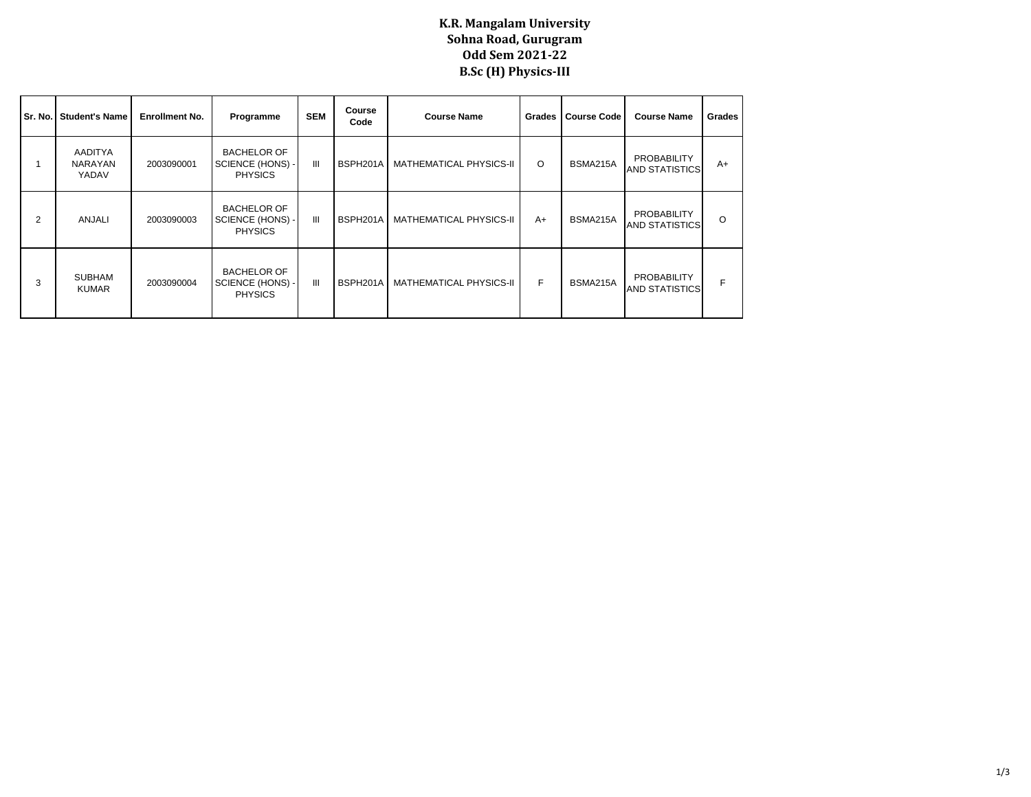# K.R. Mangalam University
## Sohna Road, Gurugram
### Odd Sem 2021-22
### B.Sc (H) Physics-III

| Sr. No. | Student's Name | Enrollment No. | Programme | SEM | Course Code | Course Name | Grades | Course Code | Course Name | Grades |
|---|---|---|---|---|---|---|---|---|---|---|
| 1 | AADITYA NARAYAN YADAV | 2003090001 | BACHELOR OF SCIENCE (HONS) - PHYSICS | III | BSPH201A | MATHEMATICAL PHYSICS-II | O | BSMA215A | PROBABILITY AND STATISTICS | A+ |
| 2 | ANJALI | 2003090003 | BACHELOR OF SCIENCE (HONS) - PHYSICS | III | BSPH201A | MATHEMATICAL PHYSICS-II | A+ | BSMA215A | PROBABILITY AND STATISTICS | O |
| 3 | SUBHAM KUMAR | 2003090004 | BACHELOR OF SCIENCE (HONS) - PHYSICS | III | BSPH201A | MATHEMATICAL PHYSICS-II | F | BSMA215A | PROBABILITY AND STATISTICS | F |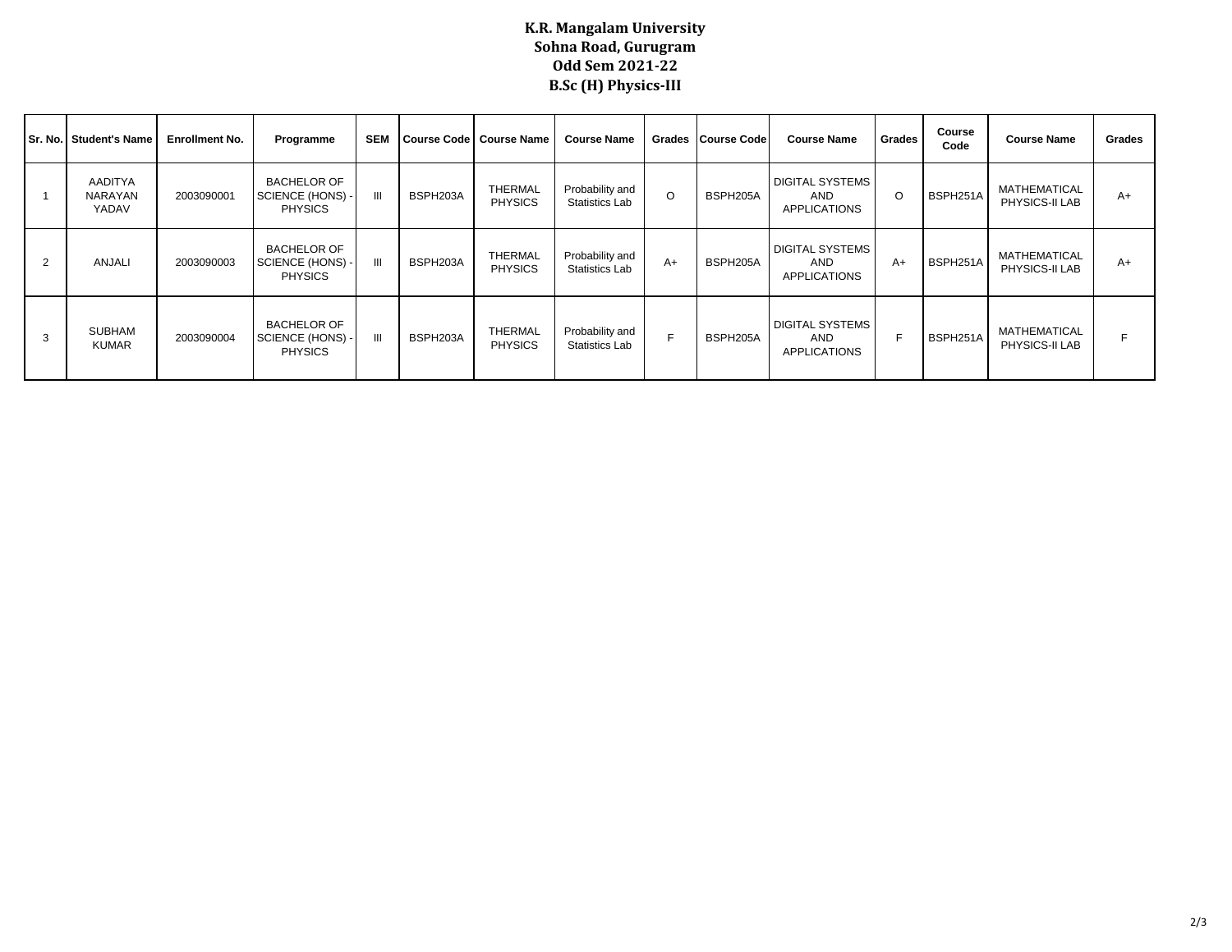**K.R. Mangalam University**
**Sohna Road, Gurugram**
**Odd Sem 2021-22**
**B.Sc (H) Physics-III**

| Sr. No. | Student's Name | Enrollment No. | Programme | SEM | Course Code | Course Name | Course Name | Grades | Course Code | Course Name | Grades | Course Code | Course Name | Grades |
|---|---|---|---|---|---|---|---|---|---|---|---|---|---|---|
| 1 | AADITYA NARAYAN YADAV | 2003090001 | BACHELOR OF SCIENCE (HONS) - PHYSICS | III | BSPH203A | THERMAL PHYSICS | Probability and Statistics Lab | O | BSPH205A | DIGITAL SYSTEMS AND APPLICATIONS | O | BSPH251A | MATHEMATICAL PHYSICS-II LAB | A+ |
| 2 | ANJALI | 2003090003 | BACHELOR OF SCIENCE (HONS) - PHYSICS | III | BSPH203A | THERMAL PHYSICS | Probability and Statistics Lab | A+ | BSPH205A | DIGITAL SYSTEMS AND APPLICATIONS | A+ | BSPH251A | MATHEMATICAL PHYSICS-II LAB | A+ |
| 3 | SUBHAM KUMAR | 2003090004 | BACHELOR OF SCIENCE (HONS) - PHYSICS | III | BSPH203A | THERMAL PHYSICS | Probability and Statistics Lab | F | BSPH205A | DIGITAL SYSTEMS AND APPLICATIONS | F | BSPH251A | MATHEMATICAL PHYSICS-II LAB | F |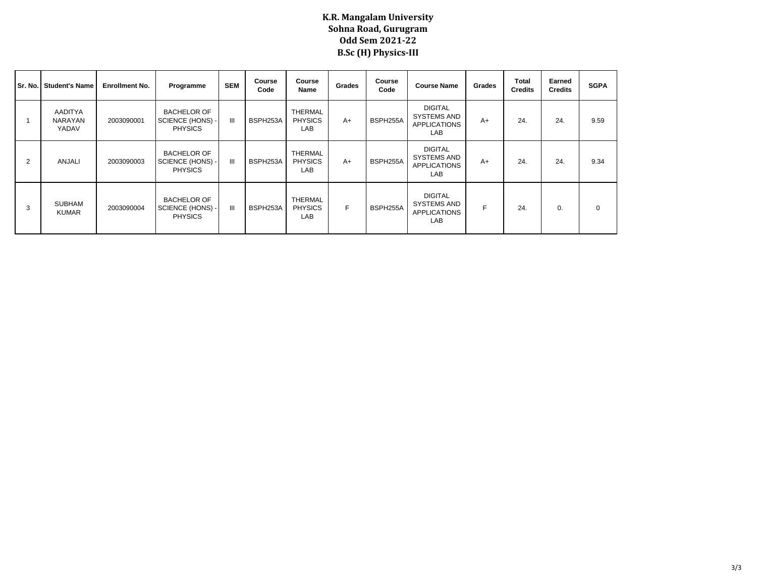# K.R. Mangalam University
## Sohna Road, Gurugram
## Odd Sem 2021-22
## B.Sc (H) Physics-III

| Sr. No. | Student's Name | Enrollment No. | Programme | SEM | Course Code | Course Name | Grades | Course Code | Course Name | Grades | Total Credits | Earned Credits | SGPA |
|---|---|---|---|---|---|---|---|---|---|---|---|---|---|
| 1 | AADITYA NARAYAN YADAV | 2003090001 | BACHELOR OF SCIENCE (HONS) - PHYSICS | III | BSPH253A | THERMAL PHYSICS LAB | A+ | BSPH255A | DIGITAL SYSTEMS AND APPLICATIONS LAB | A+ | 24. | 24. | 9.59 |
| 2 | ANJALI | 2003090003 | BACHELOR OF SCIENCE (HONS) - PHYSICS | III | BSPH253A | THERMAL PHYSICS LAB | A+ | BSPH255A | DIGITAL SYSTEMS AND APPLICATIONS LAB | A+ | 24. | 24. | 9.34 |
| 3 | SUBHAM KUMAR | 2003090004 | BACHELOR OF SCIENCE (HONS) - PHYSICS | III | BSPH253A | THERMAL PHYSICS LAB | F | BSPH255A | DIGITAL SYSTEMS AND APPLICATIONS LAB | F | 24. | 0. | 0 |